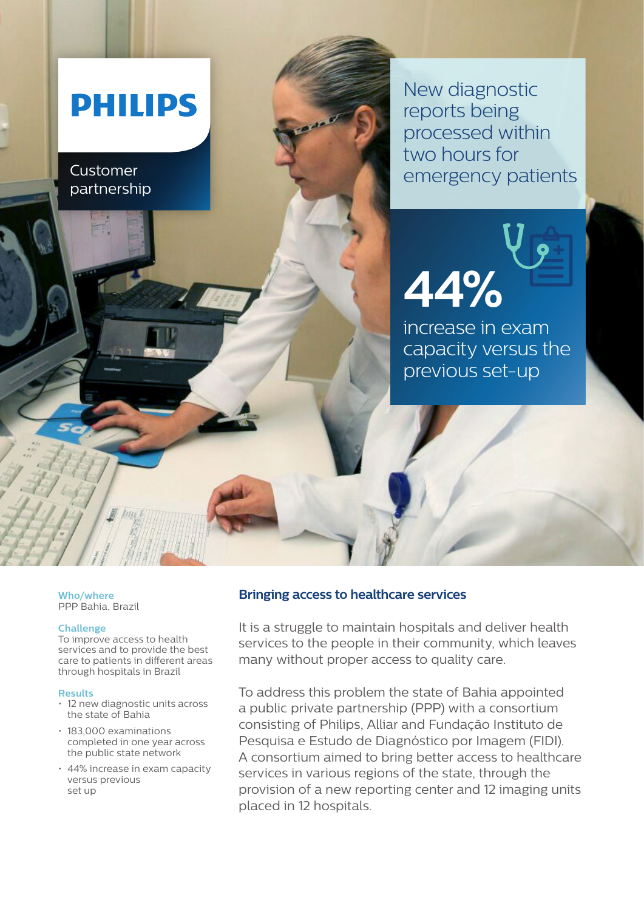**PHILIPS**

Customer partnership

New diagnostic reports being processed within two hours for emergency patients

**44%**

increase in exam capacity versus the previous set-up

**Who/where**
PPP Bahia, Brazil

**Challenge**
To improve access to health services and to provide the best care to patients in different areas through hospitals in Brazil

**Results**

- 12 new diagnostic units across the state of Bahia
- 183,000 examinations completed in one year across the public state network
- 44% increase in exam capacity versus previous set up

## Bringing access to healthcare services

It is a struggle to maintain hospitals and deliver health services to the people in their community, which leaves many without proper access to quality care.

To address this problem the state of Bahia appointed a public private partnership (PPP) with a consortium consisting of Philips, Alliar and Fundação Instituto de Pesquisa e Estudo de Diagnóstico por Imagem (FIDI). A consortium aimed to bring better access to healthcare services in various regions of the state, through the provision of a new reporting center and 12 imaging units placed in 12 hospitals.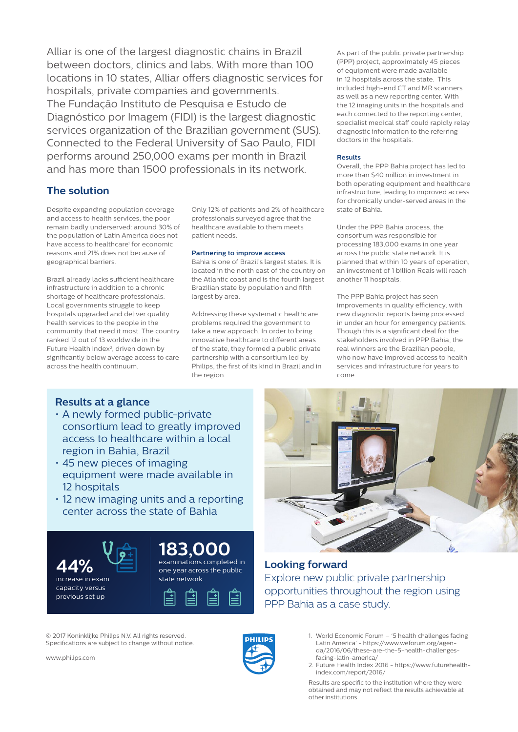Alliar is one of the largest diagnostic chains in Brazil between doctors, clinics and labs. With more than 100 locations in 10 states, Alliar offers diagnostic services for hospitals, private companies and governments. The Fundação Instituto de Pesquisa e Estudo de Diagnóstico por Imagem (FIDI) is the largest diagnostic services organization of the Brazilian government (SUS). Connected to the Federal University of Sao Paulo, FIDI performs around 250,000 exams per month in Brazil and has more than 1500 professionals in its network.

## The solution

Despite expanding population coverage and access to health services, the poor remain badly underserved: around 30% of the population of Latin America does not have access to healthcare[1] for economic reasons and 21% does not because of geographical barriers.

Brazil already lacks sufficient healthcare infrastructure in addition to a chronic shortage of healthcare professionals. Local governments struggle to keep hospitals upgraded and deliver quality health services to the people in the community that need it most. The country ranked 12 out of 13 worldwide in the Future Health Index[2], driven down by significantly below average access to care across the health continuum.

Only 12% of patients and 2% of healthcare professionals surveyed agree that the healthcare available to them meets patient needs.

### Partnering to improve access

Bahia is one of Brazil's largest states. It is located in the north east of the country on the Atlantic coast and is the fourth largest Brazilian state by population and fifth largest by area.

Addressing these systematic healthcare problems required the government to take a new approach. In order to bring innovative healthcare to different areas of the state, they formed a public private partnership with a consortium led by Philips, the first of its kind in Brazil and in the region.

As part of the public private partnership (PPP) project, approximately 45 pieces of equipment were made available in 12 hospitals across the state. This included high-end CT and MR scanners as well as a new reporting center. With the 12 imaging units in the hospitals and each connected to the reporting center, specialist medical staff could rapidly relay diagnostic information to the referring doctors in the hospitals.

### Results

Overall, the PPP Bahia project has led to more than $40 million in investment in both operating equipment and healthcare infrastructure, leading to improved access for chronically under-served areas in the state of Bahia.

Under the PPP Bahia process, the consortium was responsible for processing 183,000 exams in one year across the public state network. It is planned that within 10 years of operation, an investment of 1 billion Reais will reach another 11 hospitals.

The PPP Bahia project has seen improvements in quality efficiency, with new diagnostic reports being processed in under an hour for emergency patients. Though this is a significant deal for the stakeholders involved in PPP Bahia, the real winners are the Brazilian people, who now have improved access to health services and infrastructure for years to come.

## Results at a glance

- A newly formed public-private consortium lead to greatly improved access to healthcare within a local region in Bahia, Brazil
- 45 new pieces of imaging equipment were made available in 12 hospitals
- 12 new imaging units and a reporting center across the state of Bahia

**44%**
increase in exam capacity versus previous set up

**183,000**
examinations completed in one year across the public state network

## Looking forward

Explore new public private partnership opportunities throughout the region using PPP Bahia as a case study.

© 2017 Koninklijke Philips N.V. All rights reserved.
Specifications are subject to change without notice.

www.philips.com

1. World Economic Forum – '5 health challenges facing Latin America' - https://www.weforum.org/agenda/2016/06/these-are-the-5-health-challenges-facing-latin-america/
2. Future Health Index 2016 - https://www.futurehealth-index.com/report/2016/

Results are specific to the institution where they were obtained and may not reflect the results achievable at other institutions